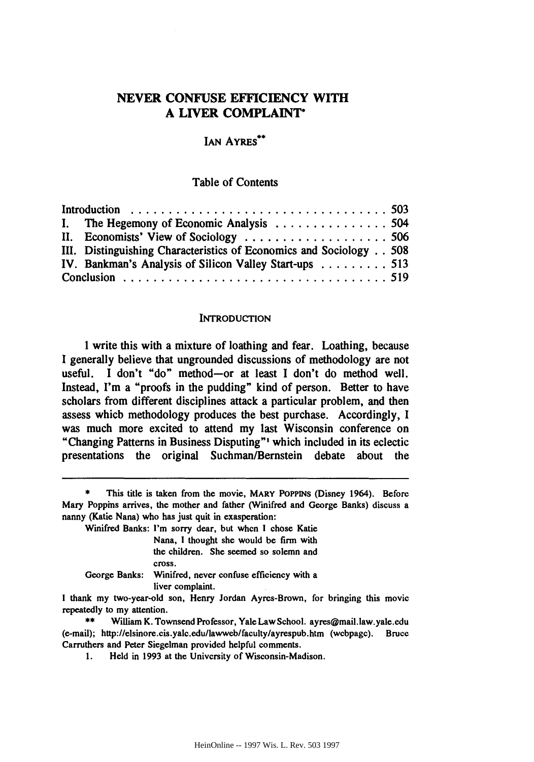# NEVER CONFUSE EFFICIENCY WITH A LIVER COMPLAINT*

IAN AYRES**

Table of Contents

| | |
|---|---|
| Introduction | 503 |
| I. The Hegemony of Economic Analysis | 504 |
| II. Economists' View of Sociology | 506 |
| III. Distinguishing Characteristics of Economics and Sociology | 508 |
| IV. Bankman's Analysis of Silicon Valley Start-ups | 513 |
| Conclusion | 519 |

## INTRODUCTION

I write this with a mixture of loathing and fear. Loathing, because I generally believe that ungrounded discussions of methodology are not useful. I don't "do" method—or at least I don't do method well. Instead, I'm a "proofs in the pudding" kind of person. Better to have scholars from different disciplines attack a particular problem, and then assess whicb methodology produces the best purchase. Accordingly, I was much more excited to attend my last Wisconsin conference on "Changing Patterns in Business Disputing"[1] which included in its eclectic presentations the original Suchman/Bernstein debate about the

---

\* This title is taken from the movie, MARY POPPINS (Disney 1964). Before Mary Poppins arrives, the mother and father (Winifred and George Banks) discuss a nanny (Katie Nana) who has just quit in exasperation:

Winifred Banks: I'm sorry dear, but when I chose Katie Nana, I thought she would be firm with the children. She seemed so solemn and cross.

George Banks: Winifred, never confuse efficiency with a liver complaint.

I thank my two-year-old son, Henry Jordan Ayres-Brown, for bringing this movie repeatedly to my attention.

\*\* William K. Townsend Professor, Yale Law School. ayres@mail.law.yale.edu (e-mail); http://elsinore.cis.yale.edu/lawweb/faculty/ayrespub.htm (webpage). Bruce Carruthers and Peter Siegelman provided helpful comments.

1. Held in 1993 at the University of Wisconsin-Madison.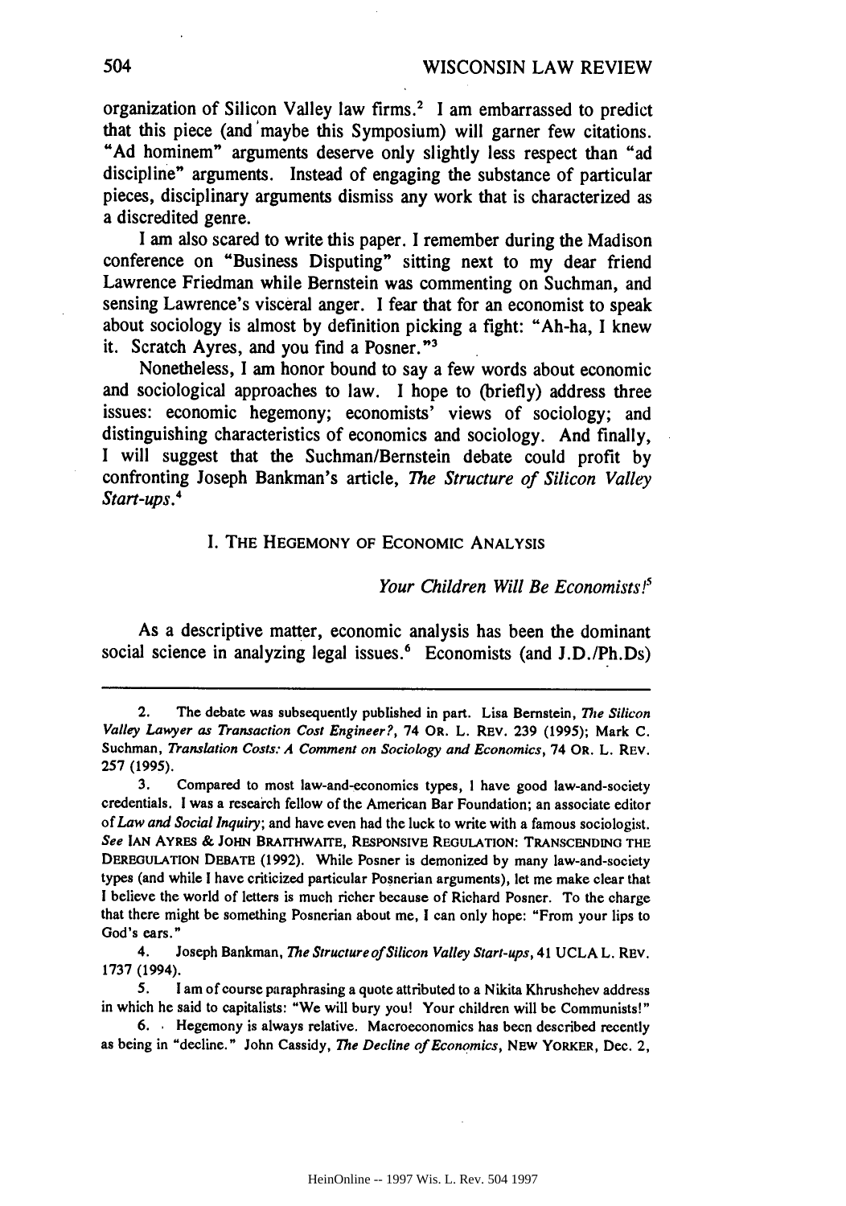organization of Silicon Valley law firms.[2] I am embarrassed to predict that this piece (and maybe this Symposium) will garner few citations. "Ad hominem" arguments deserve only slightly less respect than "ad discipline" arguments. Instead of engaging the substance of particular pieces, disciplinary arguments dismiss any work that is characterized as a discredited genre.

I am also scared to write this paper. I remember during the Madison conference on "Business Disputing" sitting next to my dear friend Lawrence Friedman while Bernstein was commenting on Suchman, and sensing Lawrence's visceral anger. I fear that for an economist to speak about sociology is almost by definition picking a fight: "Ah-ha, I knew it. Scratch Ayres, and you find a Posner."[3]

Nonetheless, I am honor bound to say a few words about economic and sociological approaches to law. I hope to (briefly) address three issues: economic hegemony; economists' views of sociology; and distinguishing characteristics of economics and sociology. And finally, I will suggest that the Suchman/Bernstein debate could profit by confronting Joseph Bankman's article, *The Structure of Silicon Valley Start-ups*.[4]

## I. THE HEGEMONY OF ECONOMIC ANALYSIS

*Your Children Will Be Economists!*[5]

As a descriptive matter, economic analysis has been the dominant social science in analyzing legal issues.[6] Economists (and J.D./Ph.Ds)

---

2. The debate was subsequently published in part. Lisa Bernstein, *The Silicon Valley Lawyer as Transaction Cost Engineer?*, 74 OR. L. REV. 239 (1995); Mark C. Suchman, *Translation Costs: A Comment on Sociology and Economics*, 74 OR. L. REV. 257 (1995).

3. Compared to most law-and-economics types, I have good law-and-society credentials. I was a research fellow of the American Bar Foundation; an associate editor of *Law and Social Inquiry*; and have even had the luck to write with a famous sociologist. *See* IAN AYRES & JOHN BRAITHWAITE, RESPONSIVE REGULATION: TRANSCENDING THE DEREGULATION DEBATE (1992). While Posner is demonized by many law-and-society types (and while I have criticized particular Posnerian arguments), let me make clear that I believe the world of letters is much richer because of Richard Posner. To the charge that there might be something Posnerian about me, I can only hope: "From your lips to God's ears."

4. Joseph Bankman, *The Structure of Silicon Valley Start-ups*, 41 UCLA L. REV. 1737 (1994).

5. I am of course paraphrasing a quote attributed to a Nikita Khrushchev address in which he said to capitalists: "We will bury you! Your children will be Communists!"

6. Hegemony is always relative. Macroeconomics has been described recently as being in "decline." John Cassidy, *The Decline of Economics*, NEW YORKER, Dec. 2,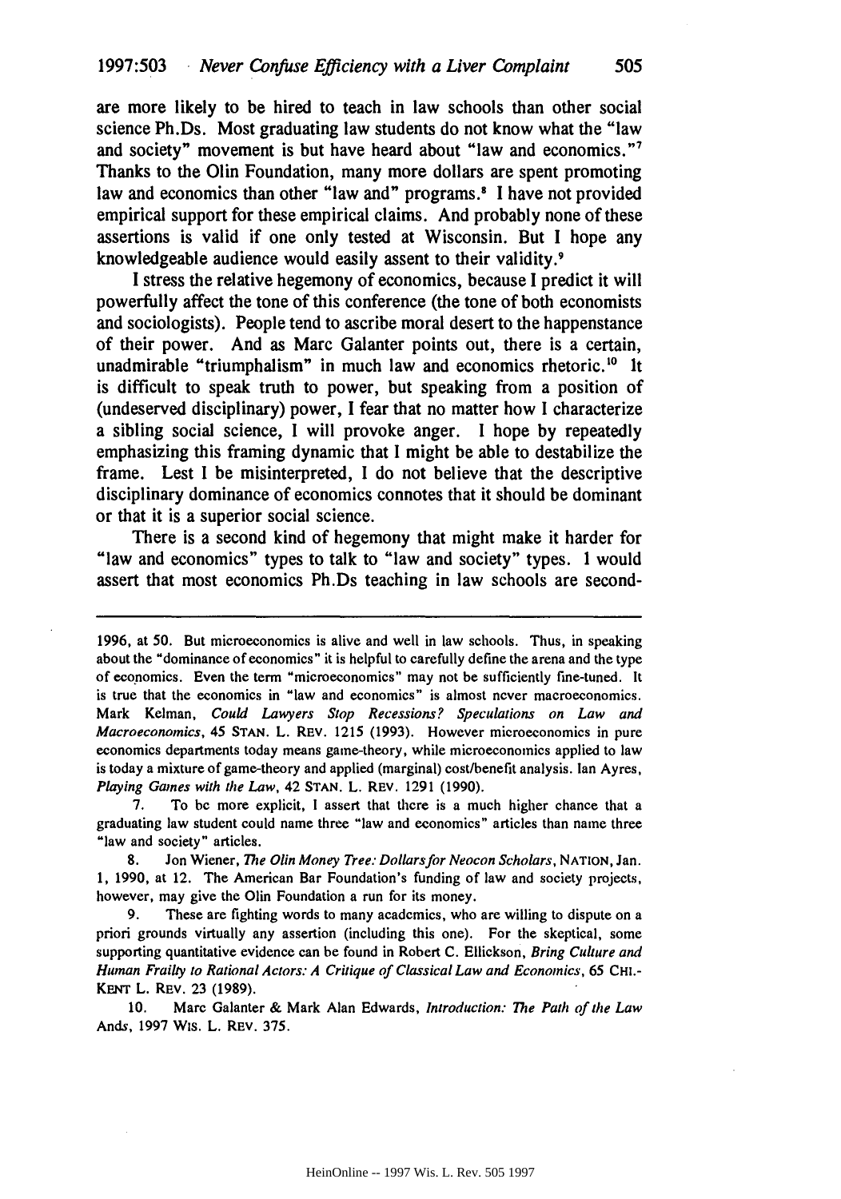are more likely to be hired to teach in law schools than other social science Ph.Ds. Most graduating law students do not know what the "law and society" movement is but have heard about "law and economics."[7] Thanks to the Olin Foundation, many more dollars are spent promoting law and economics than other "law and" programs.[8] I have not provided empirical support for these empirical claims. And probably none of these assertions is valid if one only tested at Wisconsin. But I hope any knowledgeable audience would easily assent to their validity.[9]

I stress the relative hegemony of economics, because I predict it will powerfully affect the tone of this conference (the tone of both economists and sociologists). People tend to ascribe moral desert to the happenstance of their power. And as Marc Galanter points out, there is a certain, unadmirable "triumphalism" in much law and economics rhetoric.[10] It is difficult to speak truth to power, but speaking from a position of (undeserved disciplinary) power, I fear that no matter how I characterize a sibling social science, I will provoke anger. I hope by repeatedly emphasizing this framing dynamic that I might be able to destabilize the frame. Lest I be misinterpreted, I do not believe that the descriptive disciplinary dominance of economics connotes that it should be dominant or that it is a superior social science.

There is a second kind of hegemony that might make it harder for "law and economics" types to talk to "law and society" types. I would assert that most economics Ph.Ds teaching in law schools are second-

---

1996, at 50. But microeconomics is alive and well in law schools. Thus, in speaking about the "dominance of economics" it is helpful to carefully define the arena and the type of economics. Even the term "microeconomics" may not be sufficiently fine-tuned. It is true that the economics in "law and economics" is almost never macroeconomics. Mark Kelman, *Could Lawyers Stop Recessions? Speculations on Law and Macroeconomics*, 45 STAN. L. REV. 1215 (1993). However microeconomics in pure economics departments today means game-theory, while microeconomics applied to law is today a mixture of game-theory and applied (marginal) cost/benefit analysis. Ian Ayres, *Playing Games with the Law*, 42 STAN. L. REV. 1291 (1990).

7. To be more explicit, I assert that there is a much higher chance that a graduating law student could name three "law and economics" articles than name three "law and society" articles.

8. Jon Wiener, *The Olin Money Tree: Dollars for Neocon Scholars*, NATION, Jan. 1, 1990, at 12. The American Bar Foundation's funding of law and society projects, however, may give the Olin Foundation a run for its money.

9. These are fighting words to many academics, who are willing to dispute on a priori grounds virtually any assertion (including this one). For the skeptical, some supporting quantitative evidence can be found in Robert C. Ellickson, *Bring Culture and Human Frailty to Rational Actors: A Critique of Classical Law and Economics*, 65 CHI.-KENT L. REV. 23 (1989).

10. Marc Galanter & Mark Alan Edwards, *Introduction: The Path of the Law Ands*, 1997 WIS. L. REV. 375.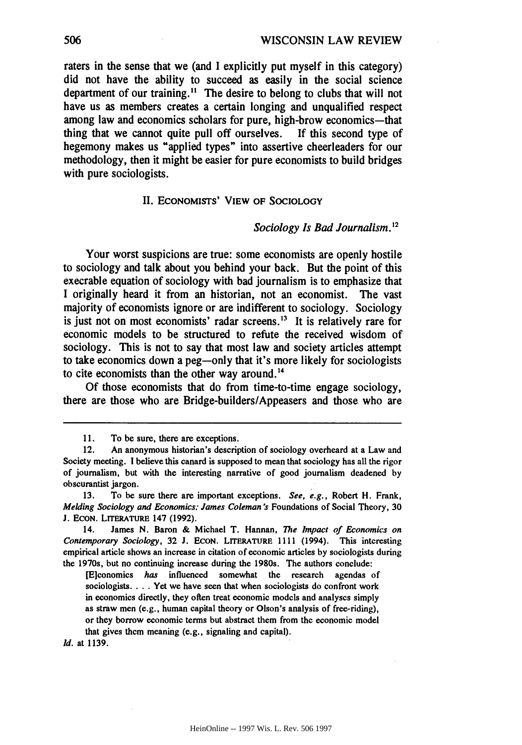raters in the sense that we (and I explicitly put myself in this category) did not have the ability to succeed as easily in the social science department of our training.[11] The desire to belong to clubs that will not have us as members creates a certain longing and unqualified respect among law and economics scholars for pure, high-brow economics—that thing that we cannot quite pull off ourselves. If this second type of hegemony makes us "applied types" into assertive cheerleaders for our methodology, then it might be easier for pure economists to build bridges with pure sociologists.

## II. ECONOMISTS' VIEW OF SOCIOLOGY

*Sociology Is Bad Journalism.*[12]

Your worst suspicions are true: some economists are openly hostile to sociology and talk about you behind your back. But the point of this execrable equation of sociology with bad journalism is to emphasize that I originally heard it from an historian, not an economist. The vast majority of economists ignore or are indifferent to sociology. Sociology is just not on most economists' radar screens.[13] It is relatively rare for economic models to be structured to refute the received wisdom of sociology. This is not to say that most law and society articles attempt to take economics down a peg—only that it's more likely for sociologists to cite economists than the other way around.[14]

Of those economists that do from time-to-time engage sociology, there are those who are Bridge-builders/Appeasers and those who are

---

11. To be sure, there are exceptions.

12. An anonymous historian's description of sociology overheard at a Law and Society meeting. I believe this canard is supposed to mean that sociology has all the rigor of journalism, but with the interesting narrative of good journalism deadened by obscurantist jargon.

13. To be sure there are important exceptions. *See, e.g.*, Robert H. Frank, *Melding Sociology and Economics: James Coleman's* Foundations of Social Theory, 30 J. ECON. LITERATURE 147 (1992).

14. James N. Baron & Michael T. Hannan, *The Impact of Economics on Contemporary Sociology*, 32 J. ECON. LITERATURE 1111 (1994). This interesting empirical article shows an increase in citation of economic articles by sociologists during the 1970s, but no continuing increase during the 1980s. The authors conclude:

> [E]conomics *has* influenced somewhat the research agendas of sociologists. . . . Yet we have seen that when sociologists do confront work in economics directly, they often treat economic models and analyses simply as straw men (e.g., human capital theory or Olson's analysis of free-riding), or they borrow economic terms but abstract them from the economic model that gives them meaning (e.g., signaling and capital).

*Id.* at 1139.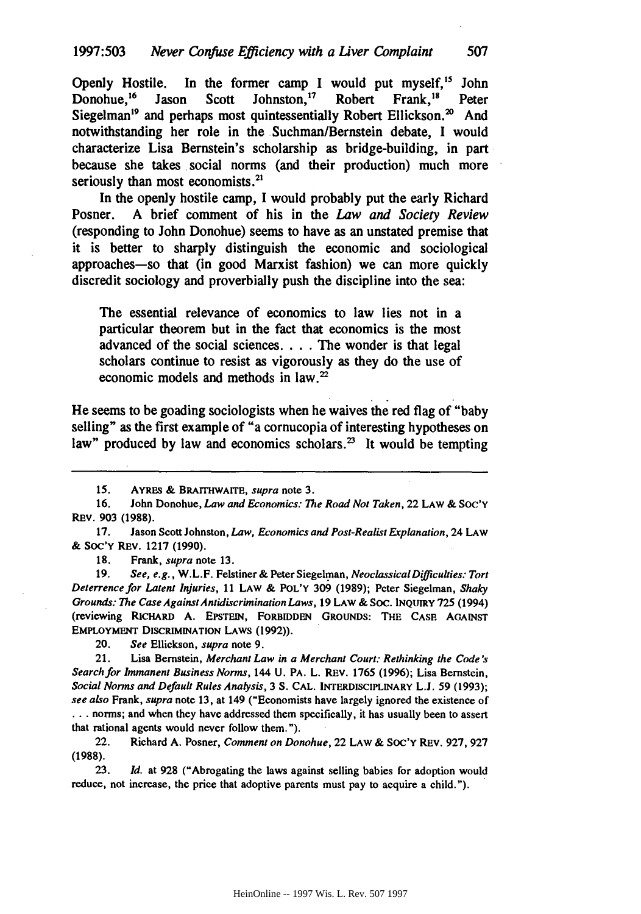Openly Hostile. In the former camp I would put myself,[15] John Donohue,[16] Jason Scott Johnston,[17] Robert Frank,[18] Peter Siegelman[19] and perhaps most quintessentially Robert Ellickson.[20] And notwithstanding her role in the Suchman/Bernstein debate, I would characterize Lisa Bernstein's scholarship as bridge-building, in part because she takes social norms (and their production) much more seriously than most economists.[21]

In the openly hostile camp, I would probably put the early Richard Posner. A brief comment of his in the *Law and Society Review* (responding to John Donohue) seems to have as an unstated premise that it is better to sharply distinguish the economic and sociological approaches—so that (in good Marxist fashion) we can more quickly discredit sociology and proverbially push the discipline into the sea:

> The essential relevance of economics to law lies not in a particular theorem but in the fact that economics is the most advanced of the social sciences. . . . The wonder is that legal scholars continue to resist as vigorously as they do the use of economic models and methods in law.[22]

He seems to be goading sociologists when he waives the red flag of "baby selling" as the first example of "a cornucopia of interesting hypotheses on law" produced by law and economics scholars.[23] It would be tempting

---

15. AYRES & BRAITHWAITE, *supra* note 3.

16. John Donohue, *Law and Economics: The Road Not Taken*, 22 LAW & SOC'Y REV. 903 (1988).

17. Jason Scott Johnston, *Law, Economics and Post-Realist Explanation*, 24 LAW & SOC'Y REV. 1217 (1990).

18. Frank, *supra* note 13.

19. *See, e.g.*, W.L.F. Felstiner & Peter Siegelman, *Neoclassical Difficulties: Tort Deterrence for Latent Injuries*, 11 LAW & POL'Y 309 (1989); Peter Siegelman, *Shaky Grounds: The Case Against Antidiscrimination Laws*, 19 LAW & SOC. INQUIRY 725 (1994) (reviewing RICHARD A. EPSTEIN, FORBIDDEN GROUNDS: THE CASE AGAINST EMPLOYMENT DISCRIMINATION LAWS (1992)).

20. *See* Ellickson, *supra* note 9.

21. Lisa Bernstein, *Merchant Law in a Merchant Court: Rethinking the Code's Search for Immanent Business Norms*, 144 U. PA. L. REV. 1765 (1996); Lisa Bernstein, *Social Norms and Default Rules Analysis*, 3 S. CAL. INTERDISCIPLINARY L.J. 59 (1993); *see also* Frank, *supra* note 13, at 149 ("Economists have largely ignored the existence of . . . norms; and when they have addressed them specifically, it has usually been to assert that rational agents would never follow them.").

22. Richard A. Posner, *Comment on Donohue*, 22 LAW & SOC'Y REV. 927, 927 (1988).

23. *Id.* at 928 ("Abrogating the laws against selling babies for adoption would reduce, not increase, the price that adoptive parents must pay to acquire a child.").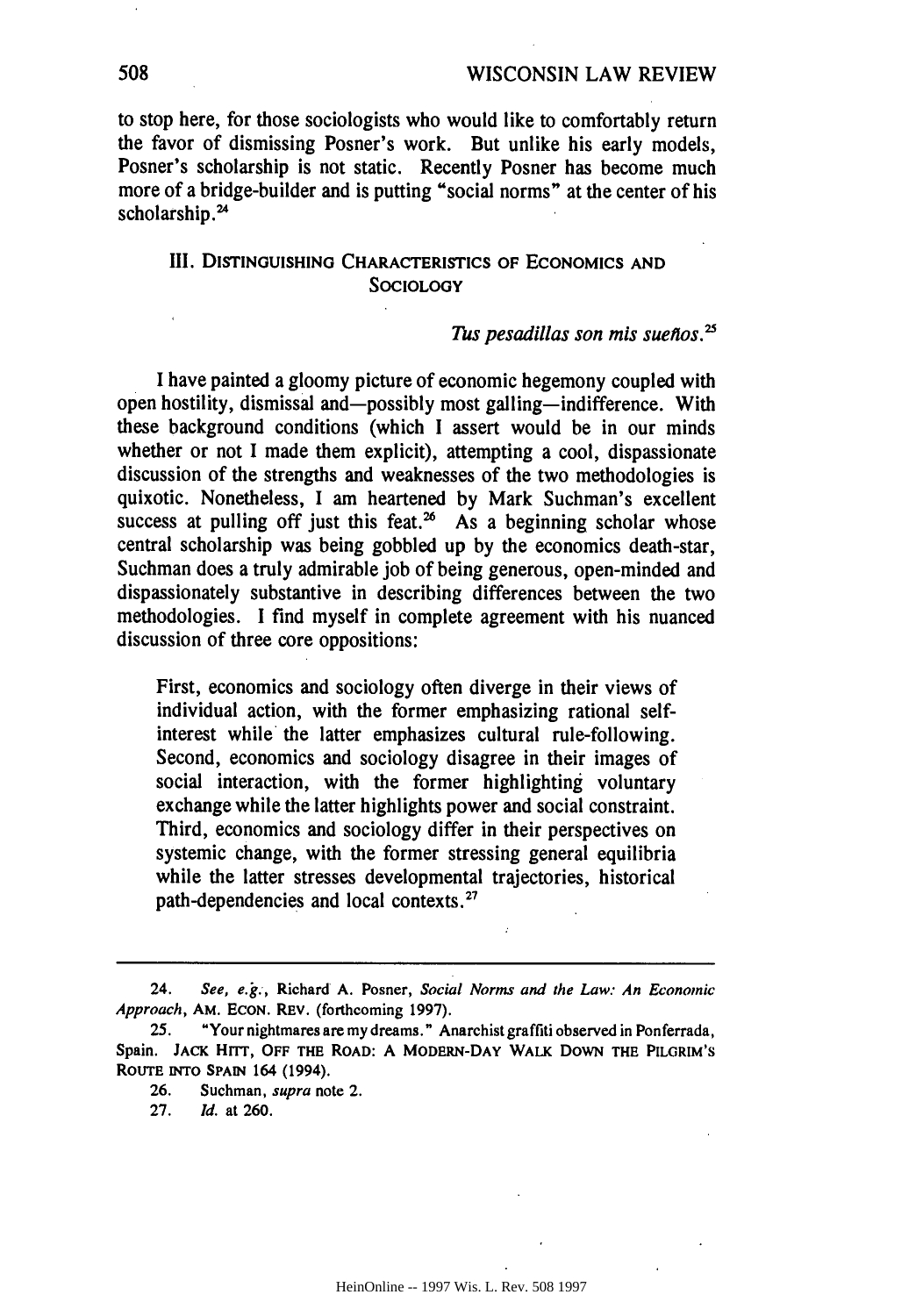to stop here, for those sociologists who would like to comfortably return the favor of dismissing Posner's work. But unlike his early models, Posner's scholarship is not static. Recently Posner has become much more of a bridge-builder and is putting "social norms" at the center of his scholarship.[24]

## III. DISTINGUISHING CHARACTERISTICS OF ECONOMICS AND SOCIOLOGY

*Tus pesadillas son mis sueños.*[25]

I have painted a gloomy picture of economic hegemony coupled with open hostility, dismissal and—possibly most galling—indifference. With these background conditions (which I assert would be in our minds whether or not I made them explicit), attempting a cool, dispassionate discussion of the strengths and weaknesses of the two methodologies is quixotic. Nonetheless, I am heartened by Mark Suchman's excellent success at pulling off just this feat.[26] As a beginning scholar whose central scholarship was being gobbled up by the economics death-star, Suchman does a truly admirable job of being generous, open-minded and dispassionately substantive in describing differences between the two methodologies. I find myself in complete agreement with his nuanced discussion of three core oppositions:

> First, economics and sociology often diverge in their views of individual action, with the former emphasizing rational self-interest while the latter emphasizes cultural rule-following. Second, economics and sociology disagree in their images of social interaction, with the former highlighting voluntary exchange while the latter highlights power and social constraint. Third, economics and sociology differ in their perspectives on systemic change, with the former stressing general equilibria while the latter stresses developmental trajectories, historical path-dependencies and local contexts.[27]

---

24. *See, e.g.*, Richard A. Posner, *Social Norms and the Law: An Economic Approach*, AM. ECON. REV. (forthcoming 1997).

25. "Your nightmares are my dreams." Anarchist graffiti observed in Ponferrada, Spain. JACK HITT, OFF THE ROAD: A MODERN-DAY WALK DOWN THE PILGRIM'S ROUTE INTO SPAIN 164 (1994).

26. Suchman, *supra* note 2.

27. *Id.* at 260.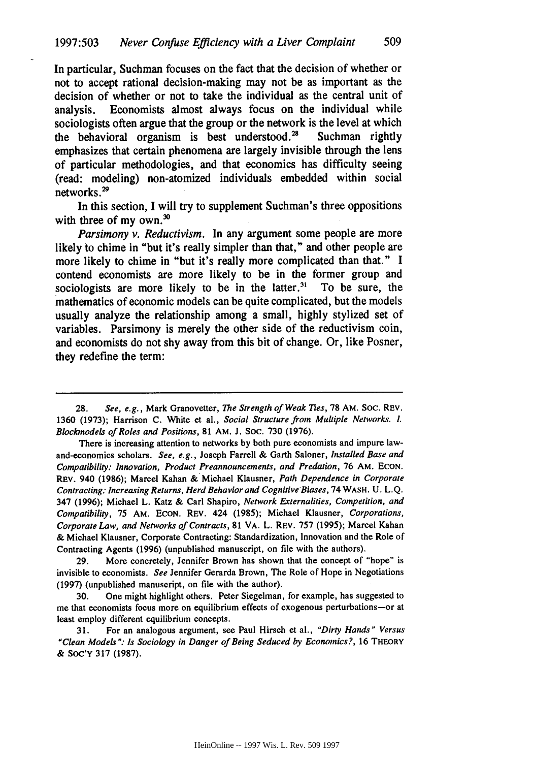In particular, Suchman focuses on the fact that the decision of whether or not to accept rational decision-making may not be as important as the decision of whether or not to take the individual as the central unit of analysis. Economists almost always focus on the individual while sociologists often argue that the group or the network is the level at which the behavioral organism is best understood.[28] Suchman rightly emphasizes that certain phenomena are largely invisible through the lens of particular methodologies, and that economics has difficulty seeing (read: modeling) non-atomized individuals embedded within social networks.[29]

In this section, I will try to supplement Suchman's three oppositions with three of my own.[30]

*Parsimony v. Reductivism.* In any argument some people are more likely to chime in "but it's really simpler than that," and other people are more likely to chime in "but it's really more complicated than that." I contend economists are more likely to be in the former group and sociologists are more likely to be in the latter.[31] To be sure, the mathematics of economic models can be quite complicated, but the models usually analyze the relationship among a small, highly stylized set of variables. Parsimony is merely the other side of the reductivism coin, and economists do not shy away from this bit of change. Or, like Posner, they redefine the term:

---

28. *See, e.g.*, Mark Granovetter, *The Strength of Weak Ties*, 78 AM. SOC. REV. 1360 (1973); Harrison C. White et al., *Social Structure from Multiple Networks. I. Blockmodels of Roles and Positions*, 81 AM. J. SOC. 730 (1976).

There is increasing attention to networks by both pure economists and impure law-and-economics scholars. *See, e.g.*, Joseph Farrell & Garth Saloner, *Installed Base and Compatibility: Innovation, Product Preannouncements, and Predation*, 76 AM. ECON. REV. 940 (1986); Marcel Kahan & Michael Klausner, *Path Dependence in Corporate Contracting: Increasing Returns, Herd Behavior and Cognitive Biases*, 74 WASH. U. L.Q. 347 (1996); Michael L. Katz & Carl Shapiro, *Network Externalities, Competition, and Compatibility*, 75 AM. ECON. REV. 424 (1985); Michael Klausner, *Corporations, Corporate Law, and Networks of Contracts*, 81 VA. L. REV. 757 (1995); Marcel Kahan & Michael Klausner, Corporate Contracting: Standardization, Innovation and the Role of Contracting Agents (1996) (unpublished manuscript, on file with the authors).

29. More concretely, Jennifer Brown has shown that the concept of "hope" is invisible to economists. *See* Jennifer Gerarda Brown, The Role of Hope in Negotiations (1997) (unpublished manuscript, on file with the author).

30. One might highlight others. Peter Siegelman, for example, has suggested to me that economists focus more on equilibrium effects of exogenous perturbations—or at least employ different equilibrium concepts.

31. For an analogous argument, see Paul Hirsch et al., *"Dirty Hands" Versus "Clean Models": Is Sociology in Danger of Being Seduced by Economics?*, 16 THEORY & SOC'Y 317 (1987).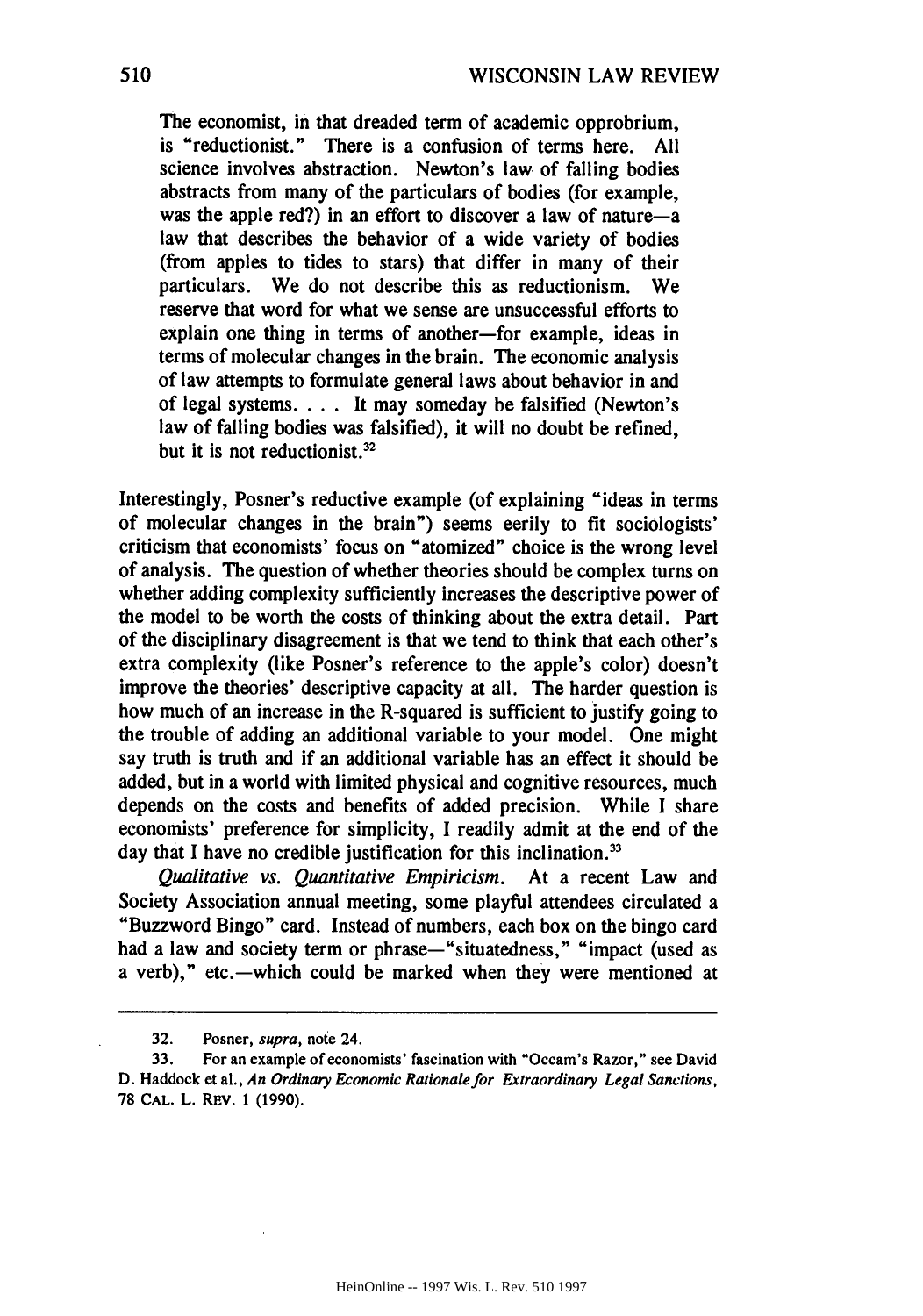> The economist, in that dreaded term of academic opprobrium, is "reductionist." There is a confusion of terms here. All science involves abstraction. Newton's law of falling bodies abstracts from many of the particulars of bodies (for example, was the apple red?) in an effort to discover a law of nature—a law that describes the behavior of a wide variety of bodies (from apples to tides to stars) that differ in many of their particulars. We do not describe this as reductionism. We reserve that word for what we sense are unsuccessful efforts to explain one thing in terms of another—for example, ideas in terms of molecular changes in the brain. The economic analysis of law attempts to formulate general laws about behavior in and of legal systems. . . . It may someday be falsified (Newton's law of falling bodies was falsified), it will no doubt be refined, but it is not reductionist.[32]

Interestingly, Posner's reductive example (of explaining "ideas in terms of molecular changes in the brain") seems eerily to fit sociologists' criticism that economists' focus on "atomized" choice is the wrong level of analysis. The question of whether theories should be complex turns on whether adding complexity sufficiently increases the descriptive power of the model to be worth the costs of thinking about the extra detail. Part of the disciplinary disagreement is that we tend to think that each other's extra complexity (like Posner's reference to the apple's color) doesn't improve the theories' descriptive capacity at all. The harder question is how much of an increase in the R-squared is sufficient to justify going to the trouble of adding an additional variable to your model. One might say truth is truth and if an additional variable has an effect it should be added, but in a world with limited physical and cognitive resources, much depends on the costs and benefits of added precision. While I share economists' preference for simplicity, I readily admit at the end of the day that I have no credible justification for this inclination.[33]

*Qualitative vs. Quantitative Empiricism.* At a recent Law and Society Association annual meeting, some playful attendees circulated a "Buzzword Bingo" card. Instead of numbers, each box on the bingo card had a law and society term or phrase—"situatedness," "impact (used as a verb)," etc.—which could be marked when they were mentioned at

---

32. Posner, *supra*, note 24.

33. For an example of economists' fascination with "Occam's Razor," see David D. Haddock et al., *An Ordinary Economic Rationale for Extraordinary Legal Sanctions*, 78 CAL. L. REV. 1 (1990).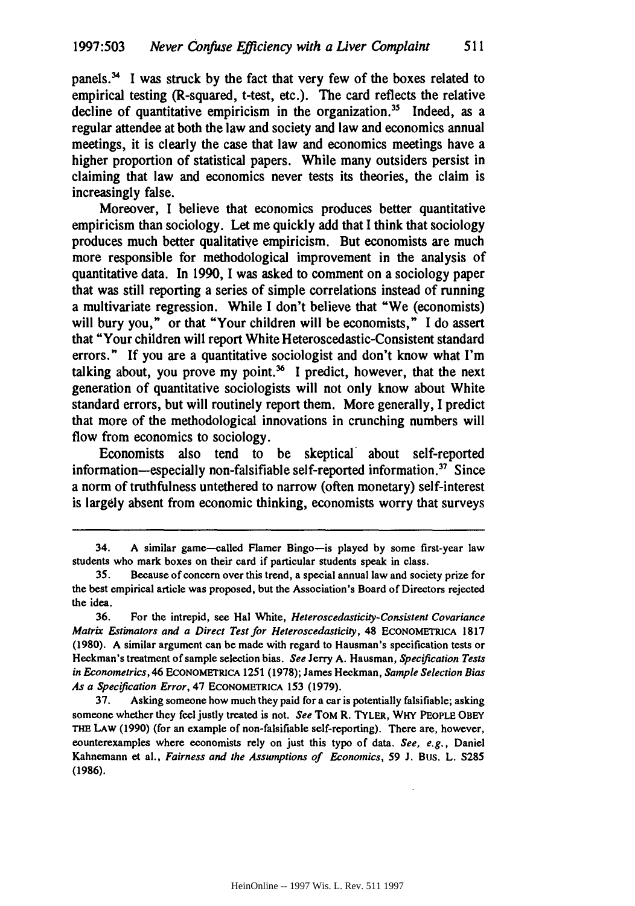panels.[34] I was struck by the fact that very few of the boxes related to empirical testing (R-squared, t-test, etc.). The card reflects the relative decline of quantitative empiricism in the organization.[35] Indeed, as a regular attendee at both the law and society and law and economics annual meetings, it is clearly the case that law and economics meetings have a higher proportion of statistical papers. While many outsiders persist in claiming that law and economics never tests its theories, the claim is increasingly false.

Moreover, I believe that economics produces better quantitative empiricism than sociology. Let me quickly add that I think that sociology produces much better qualitative empiricism. But economists are much more responsible for methodological improvement in the analysis of quantitative data. In 1990, I was asked to comment on a sociology paper that was still reporting a series of simple correlations instead of running a multivariate regression. While I don't believe that "We (economists) will bury you," or that "Your children will be economists," I do assert that "Your children will report White Heteroscedastic-Consistent standard errors." If you are a quantitative sociologist and don't know what I'm talking about, you prove my point.[36] I predict, however, that the next generation of quantitative sociologists will not only know about White standard errors, but will routinely report them. More generally, I predict that more of the methodological innovations in crunching numbers will flow from economics to sociology.

Economists also tend to be skeptical about self-reported information—especially non-falsifiable self-reported information.[37] Since a norm of truthfulness untethered to narrow (often monetary) self-interest is largely absent from economic thinking, economists worry that surveys

---

34. A similar game—called Flamer Bingo—is played by some first-year law students who mark boxes on their card if particular students speak in class.

35. Because of concern over this trend, a special annual law and society prize for the best empirical article was proposed, but the Association's Board of Directors rejected the idea.

36. For the intrepid, see Hal White, *Heteroscedasticity-Consistent Covariance Matrix Estimators and a Direct Test for Heteroscedasticity*, 48 ECONOMETRICA 1817 (1980). A similar argument can be made with regard to Hausman's specification tests or Heckman's treatment of sample selection bias. *See* Jerry A. Hausman, *Specification Tests in Econometrics*, 46 ECONOMETRICA 1251 (1978); James Heckman, *Sample Selection Bias As a Specification Error*, 47 ECONOMETRICA 153 (1979).

37. Asking someone how much they paid for a car is potentially falsifiable; asking someone whether they feel justly treated is not. *See* TOM R. TYLER, WHY PEOPLE OBEY THE LAW (1990) (for an example of non-falsifiable self-reporting). There are, however, counterexamples where economists rely on just this type of data. *See, e.g.*, Daniel Kahnemann et al., *Fairness and the Assumptions of Economics*, 59 J. BUS. L. S285 (1986).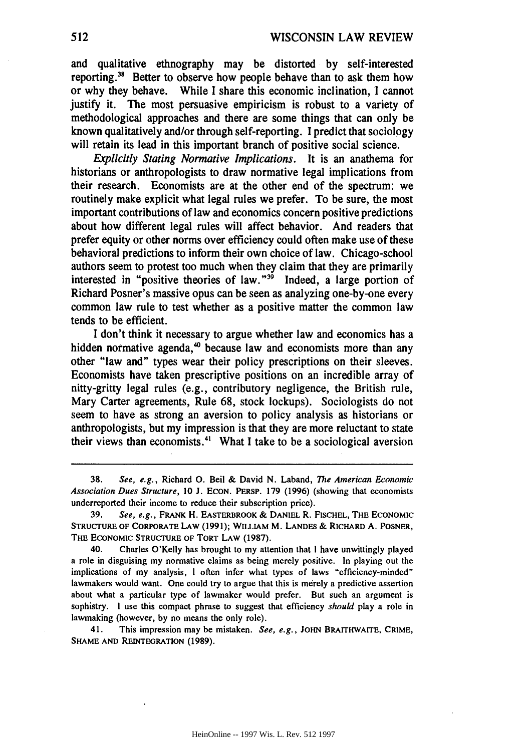and qualitative ethnography may be distorted by self-interested reporting.[38] Better to observe how people behave than to ask them how or why they behave. While I share this economic inclination, I cannot justify it. The most persuasive empiricism is robust to a variety of methodological approaches and there are some things that can only be known qualitatively and/or through self-reporting. I predict that sociology will retain its lead in this important branch of positive social science.

*Explicitly Stating Normative Implications.* It is an anathema for historians or anthropologists to draw normative legal implications from their research. Economists are at the other end of the spectrum: we routinely make explicit what legal rules we prefer. To be sure, the most important contributions of law and economics concern positive predictions about how different legal rules will affect behavior. And readers that prefer equity or other norms over efficiency could often make use of these behavioral predictions to inform their own choice of law. Chicago-school authors seem to protest too much when they claim that they are primarily interested in "positive theories of law."[39] Indeed, a large portion of Richard Posner's massive opus can be seen as analyzing one-by-one every common law rule to test whether as a positive matter the common law tends to be efficient.

I don't think it necessary to argue whether law and economics has a hidden normative agenda,[40] because law and economists more than any other "law and" types wear their policy prescriptions on their sleeves. Economists have taken prescriptive positions on an incredible array of nitty-gritty legal rules (e.g., contributory negligence, the British rule, Mary Carter agreements, Rule 68, stock lockups). Sociologists do not seem to have as strong an aversion to policy analysis as historians or anthropologists, but my impression is that they are more reluctant to state their views than economists.[41] What I take to be a sociological aversion

---

38. *See, e.g.*, Richard O. Beil & David N. Laband, *The American Economic Association Dues Structure*, 10 J. ECON. PERSP. 179 (1996) (showing that economists underreported their income to reduce their subscription price).

39. *See, e.g.*, FRANK H. EASTERBROOK & DANIEL R. FISCHEL, THE ECONOMIC STRUCTURE OF CORPORATE LAW (1991); WILLIAM M. LANDES & RICHARD A. POSNER, THE ECONOMIC STRUCTURE OF TORT LAW (1987).

40. Charles O'Kelly has brought to my attention that I have unwittingly played a role in disguising my normative claims as being merely positive. In playing out the implications of my analysis, I often infer what types of laws "efficiency-minded" lawmakers would want. One could try to argue that this is merely a predictive assertion about what a particular type of lawmaker would prefer. But such an argument is sophistry. I use this compact phrase to suggest that efficiency *should* play a role in lawmaking (however, by no means the only role).

41. This impression may be mistaken. *See, e.g.*, JOHN BRAITHWAITE, CRIME, SHAME AND REINTEGRATION (1989).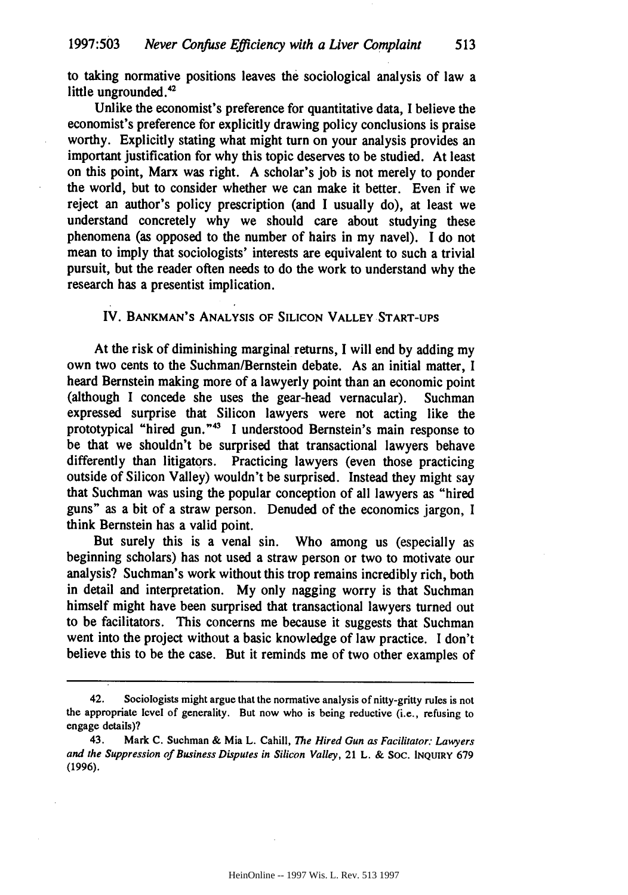to taking normative positions leaves the sociological analysis of law a little ungrounded.[42]

Unlike the economist's preference for quantitative data, I believe the economist's preference for explicitly drawing policy conclusions is praise worthy. Explicitly stating what might turn on your analysis provides an important justification for why this topic deserves to be studied. At least on this point, Marx was right. A scholar's job is not merely to ponder the world, but to consider whether we can make it better. Even if we reject an author's policy prescription (and I usually do), at least we understand concretely why we should care about studying these phenomena (as opposed to the number of hairs in my navel). I do not mean to imply that sociologists' interests are equivalent to such a trivial pursuit, but the reader often needs to do the work to understand why the research has a presentist implication.

## IV. BANKMAN'S ANALYSIS OF SILICON VALLEY START-UPS

At the risk of diminishing marginal returns, I will end by adding my own two cents to the Suchman/Bernstein debate. As an initial matter, I heard Bernstein making more of a lawyerly point than an economic point (although I concede she uses the gear-head vernacular). Suchman expressed surprise that Silicon lawyers were not acting like the prototypical "hired gun."[43] I understood Bernstein's main response to be that we shouldn't be surprised that transactional lawyers behave differently than litigators. Practicing lawyers (even those practicing outside of Silicon Valley) wouldn't be surprised. Instead they might say that Suchman was using the popular conception of all lawyers as "hired guns" as a bit of a straw person. Denuded of the economics jargon, I think Bernstein has a valid point.

But surely this is a venal sin. Who among us (especially as beginning scholars) has not used a straw person or two to motivate our analysis? Suchman's work without this trop remains incredibly rich, both in detail and interpretation. My only nagging worry is that Suchman himself might have been surprised that transactional lawyers turned out to be facilitators. This concerns me because it suggests that Suchman went into the project without a basic knowledge of law practice. I don't believe this to be the case. But it reminds me of two other examples of

---

42. Sociologists might argue that the normative analysis of nitty-gritty rules is not the appropriate level of generality. But now who is being reductive (i.e., refusing to engage details)?

43. Mark C. Suchman & Mia L. Cahill, *The Hired Gun as Facilitator: Lawyers and the Suppression of Business Disputes in Silicon Valley*, 21 L. & SOC. INQUIRY 679 (1996).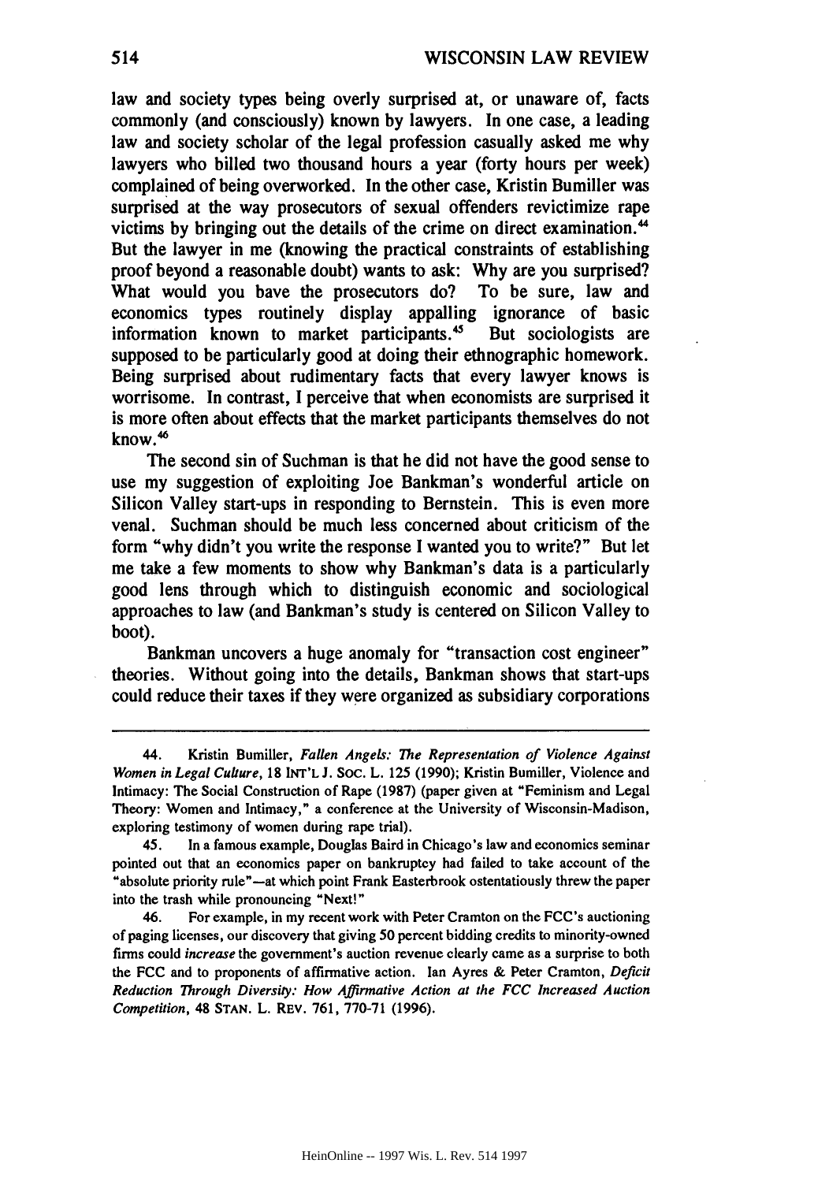law and society types being overly surprised at, or unaware of, facts commonly (and consciously) known by lawyers. In one case, a leading law and society scholar of the legal profession casually asked me why lawyers who billed two thousand hours a year (forty hours per week) complained of being overworked. In the other case, Kristin Bumiller was surprised at the way prosecutors of sexual offenders revictimize rape victims by bringing out the details of the crime on direct examination.[44] But the lawyer in me (knowing the practical constraints of establishing proof beyond a reasonable doubt) wants to ask: Why are you surprised? What would you have the prosecutors do? To be sure, law and economics types routinely display appalling ignorance of basic information known to market participants.[45] But sociologists are supposed to be particularly good at doing their ethnographic homework. Being surprised about rudimentary facts that every lawyer knows is worrisome. In contrast, I perceive that when economists are surprised it is more often about effects that the market participants themselves do not know.[46]

The second sin of Suchman is that he did not have the good sense to use my suggestion of exploiting Joe Bankman's wonderful article on Silicon Valley start-ups in responding to Bernstein. This is even more venal. Suchman should be much less concerned about criticism of the form "why didn't you write the response I wanted you to write?" But let me take a few moments to show why Bankman's data is a particularly good lens through which to distinguish economic and sociological approaches to law (and Bankman's study is centered on Silicon Valley to boot).

Bankman uncovers a huge anomaly for "transaction cost engineer" theories. Without going into the details, Bankman shows that start-ups could reduce their taxes if they were organized as subsidiary corporations

---

44. Kristin Bumiller, *Fallen Angels: The Representation of Violence Against Women in Legal Culture*, 18 INT'L J. SOC. L. 125 (1990); Kristin Bumiller, Violence and Intimacy: The Social Construction of Rape (1987) (paper given at "Feminism and Legal Theory: Women and Intimacy," a conference at the University of Wisconsin-Madison, exploring testimony of women during rape trial).

45. In a famous example, Douglas Baird in Chicago's law and economics seminar pointed out that an economics paper on bankruptcy had failed to take account of the "absolute priority rule"—at which point Frank Easterbrook ostentatiously threw the paper into the trash while pronouncing "Next!"

46. For example, in my recent work with Peter Cramton on the FCC's auctioning of paging licenses, our discovery that giving 50 percent bidding credits to minority-owned firms could *increase* the government's auction revenue clearly came as a surprise to both the FCC and to proponents of affirmative action. Ian Ayres & Peter Cramton, *Deficit Reduction Through Diversity: How Affirmative Action at the FCC Increased Auction Competition*, 48 STAN. L. REV. 761, 770-71 (1996).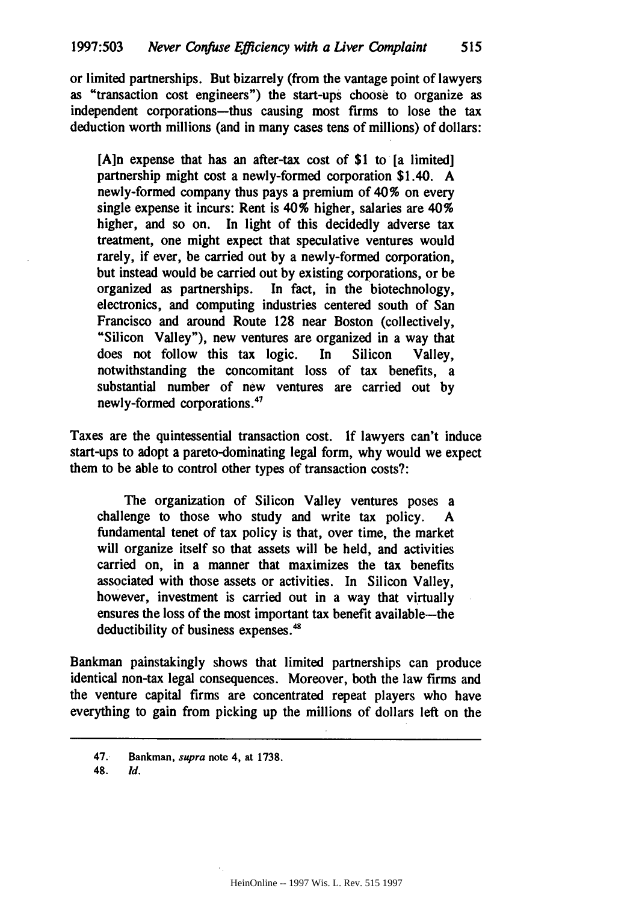or limited partnerships. But bizarrely (from the vantage point of lawyers as "transaction cost engineers") the start-ups choose to organize as independent corporations—thus causing most firms to lose the tax deduction worth millions (and in many cases tens of millions) of dollars:

> [A]n expense that has an after-tax cost of $1 to [a limited] partnership might cost a newly-formed corporation $1.40. A newly-formed company thus pays a premium of 40% on every single expense it incurs: Rent is 40% higher, salaries are 40% higher, and so on. In light of this decidedly adverse tax treatment, one might expect that speculative ventures would rarely, if ever, be carried out by a newly-formed corporation, but instead would be carried out by existing corporations, or be organized as partnerships. In fact, in the biotechnology, electronics, and computing industries centered south of San Francisco and around Route 128 near Boston (collectively, "Silicon Valley"), new ventures are organized in a way that does not follow this tax logic. In Silicon Valley, notwithstanding the concomitant loss of tax benefits, a substantial number of new ventures are carried out by newly-formed corporations.[47]

Taxes are the quintessential transaction cost. If lawyers can't induce start-ups to adopt a pareto-dominating legal form, why would we expect them to be able to control other types of transaction costs?:

> The organization of Silicon Valley ventures poses a challenge to those who study and write tax policy. A fundamental tenet of tax policy is that, over time, the market will organize itself so that assets will be held, and activities carried on, in a manner that maximizes the tax benefits associated with those assets or activities. In Silicon Valley, however, investment is carried out in a way that virtually ensures the loss of the most important tax benefit available—the deductibility of business expenses.[48]

Bankman painstakingly shows that limited partnerships can produce identical non-tax legal consequences. Moreover, both the law firms and the venture capital firms are concentrated repeat players who have everything to gain from picking up the millions of dollars left on the

---

47. Bankman, *supra* note 4, at 1738.

48. *Id.*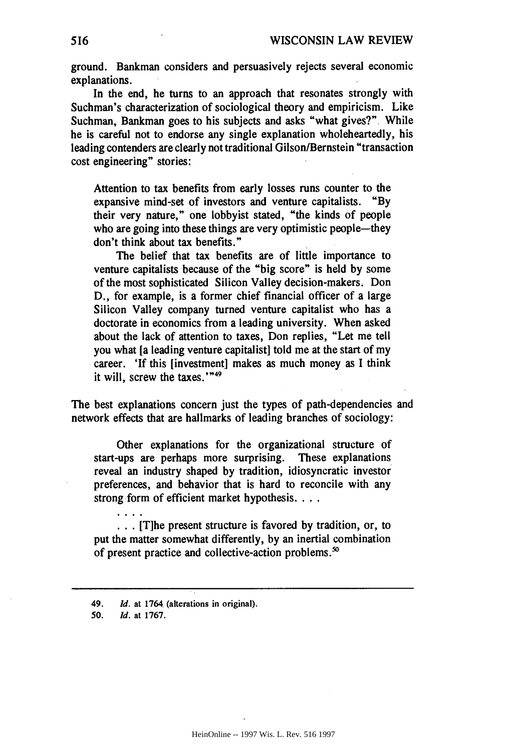ground. Bankman considers and persuasively rejects several economic explanations.

In the end, he turns to an approach that resonates strongly with Suchman's characterization of sociological theory and empiricism. Like Suchman, Bankman goes to his subjects and asks "what gives?". While he is careful not to endorse any single explanation wholeheartedly, his leading contenders are clearly not traditional Gilson/Bernstein "transaction cost engineering" stories:

> Attention to tax benefits from early losses runs counter to the expansive mind-set of investors and venture capitalists. "By their very nature," one lobbyist stated, "the kinds of people who are going into these things are very optimistic people—they don't think about tax benefits."
>
> The belief that tax benefits are of little importance to venture capitalists because of the "big score" is held by some of the most sophisticated Silicon Valley decision-makers. Don D., for example, is a former chief financial officer of a large Silicon Valley company turned venture capitalist who has a doctorate in economics from a leading university. When asked about the lack of attention to taxes, Don replies, "Let me tell you what [a leading venture capitalist] told me at the start of my career. 'If this [investment] makes as much money as I think it will, screw the taxes.'"[49]

The best explanations concern just the types of path-dependencies and network effects that are hallmarks of leading branches of sociology:

> Other explanations for the organizational structure of start-ups are perhaps more surprising. These explanations reveal an industry shaped by tradition, idiosyncratic investor preferences, and behavior that is hard to reconcile with any strong form of efficient market hypothesis. . . .
>
> . . . .
>
> . . . [T]he present structure is favored by tradition, or, to put the matter somewhat differently, by an inertial combination of present practice and collective-action problems.[50]

---

49. *Id.* at 1764 (alterations in original).

50. *Id.* at 1767.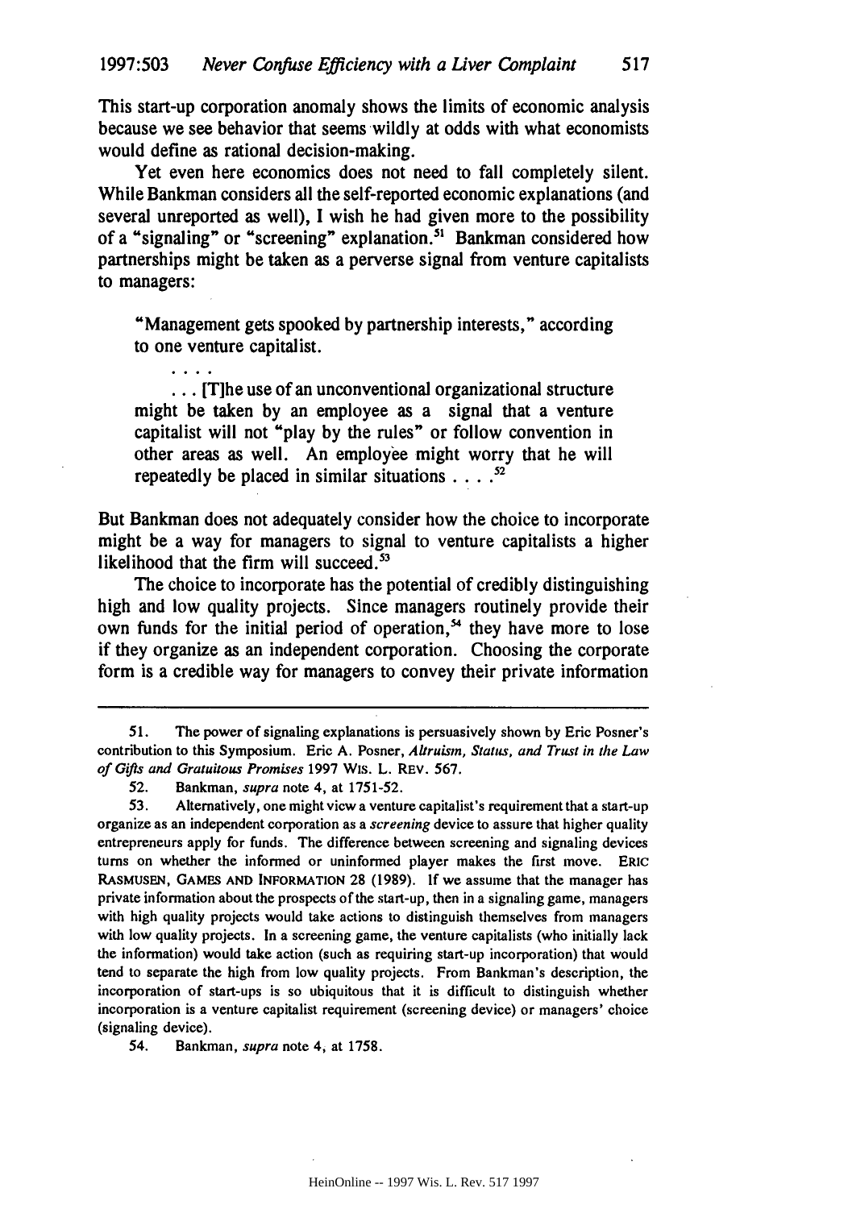This start-up corporation anomaly shows the limits of economic analysis because we see behavior that seems wildly at odds with what economists would define as rational decision-making.

Yet even here economics does not need to fall completely silent. While Bankman considers all the self-reported economic explanations (and several unreported as well), I wish he had given more to the possibility of a "signaling" or "screening" explanation.[51] Bankman considered how partnerships might be taken as a perverse signal from venture capitalists to managers:

> "Management gets spooked by partnership interests," according to one venture capitalist.
>
> . . . .
>
> . . . [T]he use of an unconventional organizational structure might be taken by an employee as a signal that a venture capitalist will not "play by the rules" or follow convention in other areas as well. An employee might worry that he will repeatedly be placed in similar situations . . . .[52]

But Bankman does not adequately consider how the choice to incorporate might be a way for managers to signal to venture capitalists a higher likelihood that the firm will succeed.[53]

The choice to incorporate has the potential of credibly distinguishing high and low quality projects. Since managers routinely provide their own funds for the initial period of operation,[54] they have more to lose if they organize as an independent corporation. Choosing the corporate form is a credible way for managers to convey their private information

---

51. The power of signaling explanations is persuasively shown by Eric Posner's contribution to this Symposium. Eric A. Posner, *Altruism, Status, and Trust in the Law of Gifts and Gratuitous Promises* 1997 WIS. L. REV. 567.

52. Bankman, *supra* note 4, at 1751-52.

53. Alternatively, one might view a venture capitalist's requirement that a start-up organize as an independent corporation as a *screening* device to assure that higher quality entrepreneurs apply for funds. The difference between screening and signaling devices turns on whether the informed or uninformed player makes the first move. ERIC RASMUSEN, GAMES AND INFORMATION 28 (1989). If we assume that the manager has private information about the prospects of the start-up, then in a signaling game, managers with high quality projects would take actions to distinguish themselves from managers with low quality projects. In a screening game, the venture capitalists (who initially lack the information) would take action (such as requiring start-up incorporation) that would tend to separate the high from low quality projects. From Bankman's description, the incorporation of start-ups is so ubiquitous that it is difficult to distinguish whether incorporation is a venture capitalist requirement (screening device) or managers' choice (signaling device).

54. Bankman, *supra* note 4, at 1758.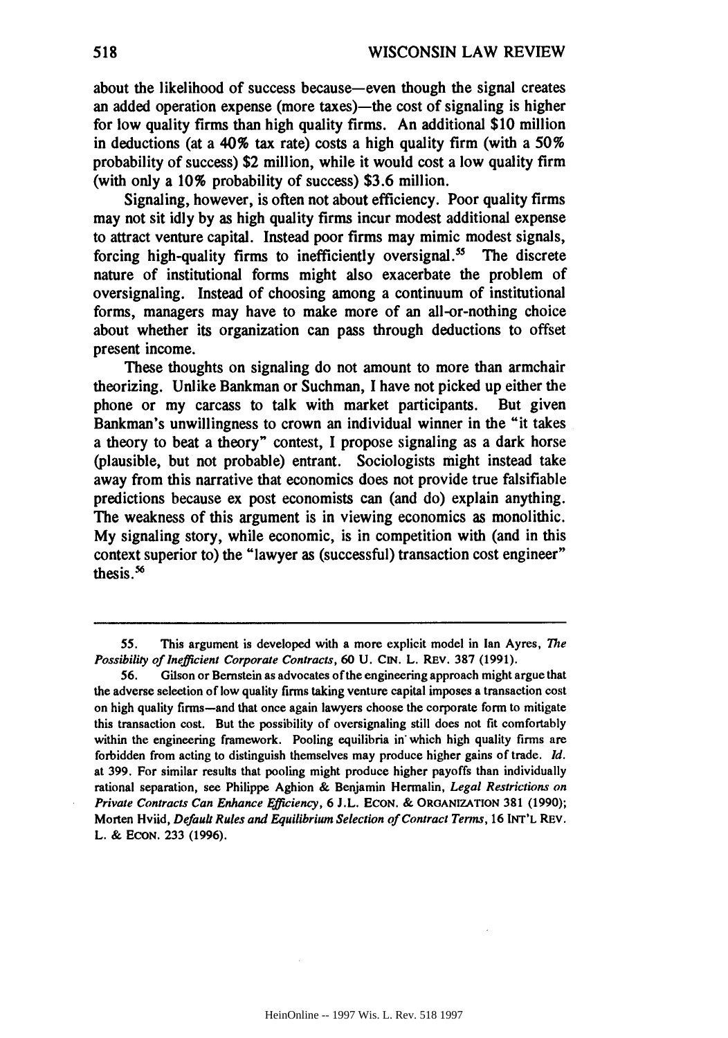about the likelihood of success because—even though the signal creates an added operation expense (more taxes)—the cost of signaling is higher for low quality firms than high quality firms. An additional $10 million in deductions (at a 40% tax rate) costs a high quality firm (with a 50% probability of success) $2 million, while it would cost a low quality firm (with only a 10% probability of success) $3.6 million.

Signaling, however, is often not about efficiency. Poor quality firms may not sit idly by as high quality firms incur modest additional expense to attract venture capital. Instead poor firms may mimic modest signals, forcing high-quality firms to inefficiently oversignal.[55] The discrete nature of institutional forms might also exacerbate the problem of oversignaling. Instead of choosing among a continuum of institutional forms, managers may have to make more of an all-or-nothing choice about whether its organization can pass through deductions to offset present income.

These thoughts on signaling do not amount to more than armchair theorizing. Unlike Bankman or Suchman, I have not picked up either the phone or my carcass to talk with market participants. But given Bankman's unwillingness to crown an individual winner in the "it takes a theory to beat a theory" contest, I propose signaling as a dark horse (plausible, but not probable) entrant. Sociologists might instead take away from this narrative that economics does not provide true falsifiable predictions because ex post economists can (and do) explain anything. The weakness of this argument is in viewing economics as monolithic. My signaling story, while economic, is in competition with (and in this context superior to) the "lawyer as (successful) transaction cost engineer" thesis.[56]

---

55. This argument is developed with a more explicit model in Ian Ayres, *The Possibility of Inefficient Corporate Contracts*, 60 U. CIN. L. REV. 387 (1991).

56. Gilson or Bernstein as advocates of the engineering approach might argue that the adverse selection of low quality firms taking venture capital imposes a transaction cost on high quality firms—and that once again lawyers choose the corporate form to mitigate this transaction cost. But the possibility of oversignaling still does not fit comfortably within the engineering framework. Pooling equilibria in which high quality firms are forbidden from acting to distinguish themselves may produce higher gains of trade. *Id.* at 399. For similar results that pooling might produce higher payoffs than individually rational separation, see Philippe Aghion & Benjamin Hermalin, *Legal Restrictions on Private Contracts Can Enhance Efficiency*, 6 J.L. ECON. & ORGANIZATION 381 (1990); Morten Hviid, *Default Rules and Equilibrium Selection of Contract Terms*, 16 INT'L REV. L. & ECON. 233 (1996).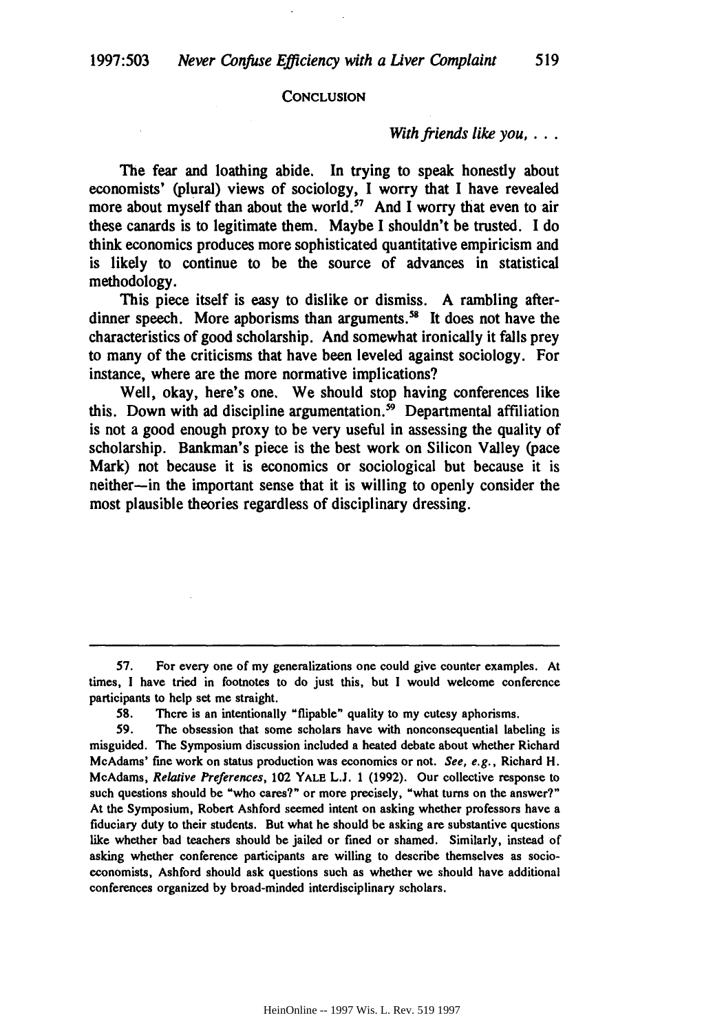## CONCLUSION

*With friends like you, . . .*

The fear and loathing abide. In trying to speak honestly about economists' (plural) views of sociology, I worry that I have revealed more about myself than about the world.[57] And I worry that even to air these canards is to legitimate them. Maybe I shouldn't be trusted. I do think economics produces more sophisticated quantitative empiricism and is likely to continue to be the source of advances in statistical methodology.

This piece itself is easy to dislike or dismiss. A rambling after-dinner speech. More apborisms than arguments.[58] It does not have the characteristics of good scholarship. And somewhat ironically it falls prey to many of the criticisms that have been leveled against sociology. For instance, where are the more normative implications?

Well, okay, here's one. We should stop having conferences like this. Down with ad discipline argumentation.[59] Departmental affiliation is not a good enough proxy to be very useful in assessing the quality of scholarship. Bankman's piece is the best work on Silicon Valley (pace Mark) not because it is economics or sociological but because it is neither—in the important sense that it is willing to openly consider the most plausible theories regardless of disciplinary dressing.

---

57. For every one of my generalizations one could give counter examples. At times, I have tried in footnotes to do just this, but I would welcome conference participants to help set me straight.

58. There is an intentionally "flipable" quality to my cutesy aphorisms.

59. The obsession that some scholars have with nonconsequential labeling is misguided. The Symposium discussion included a heated debate about whether Richard McAdams' fine work on status production was economics or not. *See, e.g.*, Richard H. McAdams, *Relative Preferences*, 102 YALE L.J. 1 (1992). Our collective response to such questions should be "who cares?" or more precisely, "what turns on the answer?" At the Symposium, Robert Ashford seemed intent on asking whether professors have a fiduciary duty to their students. But what he should be asking are substantive questions like whether bad teachers should be jailed or fined or shamed. Similarly, instead of asking whether conference participants are willing to describe themselves as socio-economists, Ashford should ask questions such as whether we should have additional conferences organized by broad-minded interdisciplinary scholars.